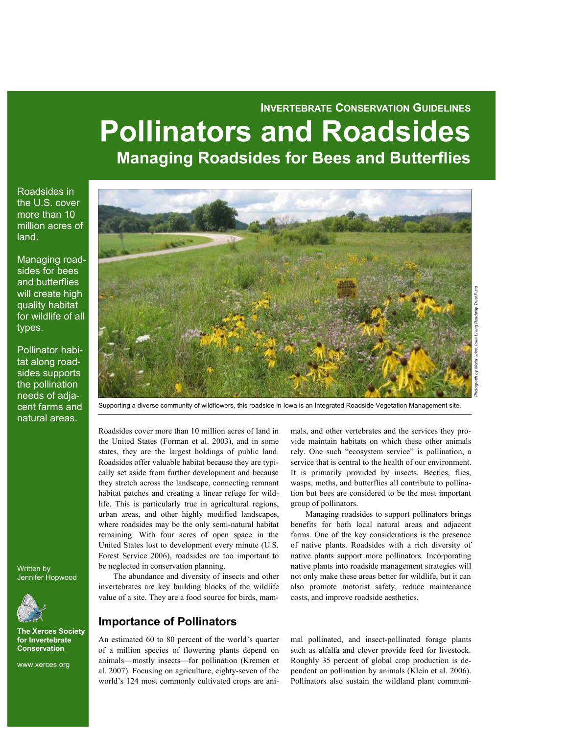**INVERTEBRATE CONSERVATION GUIDELINES**

# Pollinators and Roadsides

## Managing Roadsides for Bees and Butterflies

Roadsides in the U.S. cover more than 10 million acres of land.

Managing roadsides for bees and butterflies will create high quality habitat for wildlife of all types.

Pollinator habitat along roadsides supports the pollination needs of adjacent farms and natural areas.

Written by Jennifer Hopwood

**The Xerces Society for Invertebrate Conservation**

www.xerces.org

*Photograph by Maria Urice, Iowa Living Roadway Trust Fund*

Supporting a diverse community of wildflowers, this roadside in Iowa is an Integrated Roadside Vegetation Management site.

Roadsides cover more than 10 million acres of land in the United States (Forman et al. 2003), and in some states, they are the largest holdings of public land. Roadsides offer valuable habitat because they are typically set aside from further development and because they stretch across the landscape, connecting remnant habitat patches and creating a linear refuge for wildlife. This is particularly true in agricultural regions, urban areas, and other highly modified landscapes, where roadsides may be the only semi-natural habitat remaining. With four acres of open space in the United States lost to development every minute (U.S. Forest Service 2006), roadsides are too important to be neglected in conservation planning.

The abundance and diversity of insects and other invertebrates are key building blocks of the wildlife value of a site. They are a food source for birds, mammals, and other vertebrates and the services they provide maintain habitats on which these other animals rely. One such "ecosystem service" is pollination, a service that is central to the health of our environment. It is primarily provided by insects. Beetles, flies, wasps, moths, and butterflies all contribute to pollination but bees are considered to be the most important group of pollinators.

Managing roadsides to support pollinators brings benefits for both local natural areas and adjacent farms. One of the key considerations is the presence of native plants. Roadsides with a rich diversity of native plants support more pollinators. Incorporating native plants into roadside management strategies will not only make these areas better for wildlife, but it can also promote motorist safety, reduce maintenance costs, and improve roadside aesthetics.

### Importance of Pollinators

An estimated 60 to 80 percent of the world's quarter of a million species of flowering plants depend on animals—mostly insects—for pollination (Kremen et al. 2007). Focusing on agriculture, eighty-seven of the world's 124 most commonly cultivated crops are animal pollinated, and insect-pollinated forage plants such as alfalfa and clover provide feed for livestock. Roughly 35 percent of global crop production is dependent on pollination by animals (Klein et al. 2006). Pollinators also sustain the wildland plant communi-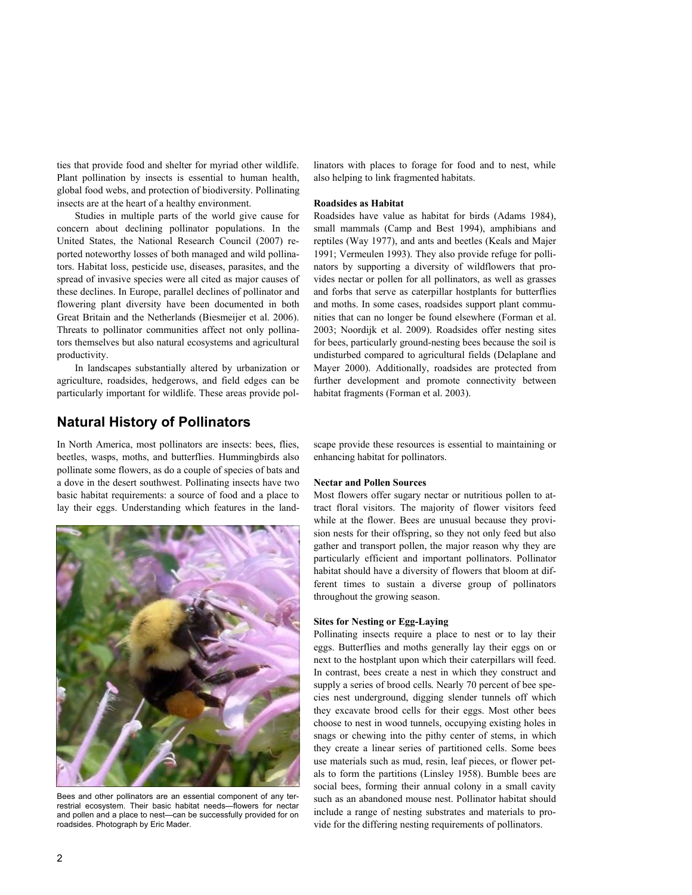ties that provide food and shelter for myriad other wildlife. Plant pollination by insects is essential to human health, global food webs, and protection of biodiversity. Pollinating insects are at the heart of a healthy environment.

Studies in multiple parts of the world give cause for concern about declining pollinator populations. In the United States, the National Research Council (2007) reported noteworthy losses of both managed and wild pollinators. Habitat loss, pesticide use, diseases, parasites, and the spread of invasive species were all cited as major causes of these declines. In Europe, parallel declines of pollinator and flowering plant diversity have been documented in both Great Britain and the Netherlands (Biesmeijer et al. 2006). Threats to pollinator communities affect not only pollinators themselves but also natural ecosystems and agricultural productivity.

In landscapes substantially altered by urbanization or agriculture, roadsides, hedgerows, and field edges can be particularly important for wildlife. These areas provide pollinators with places to forage for food and to nest, while also helping to link fragmented habitats.

**Roadsides as Habitat**

Roadsides have value as habitat for birds (Adams 1984), small mammals (Camp and Best 1994), amphibians and reptiles (Way 1977), and ants and beetles (Keals and Majer 1991; Vermeulen 1993). They also provide refuge for pollinators by supporting a diversity of wildflowers that provides nectar or pollen for all pollinators, as well as grasses and forbs that serve as caterpillar hostplants for butterflies and moths. In some cases, roadsides support plant communities that can no longer be found elsewhere (Forman et al. 2003; Noordijk et al. 2009). Roadsides offer nesting sites for bees, particularly ground-nesting bees because the soil is undisturbed compared to agricultural fields (Delaplane and Mayer 2000). Additionally, roadsides are protected from further development and promote connectivity between habitat fragments (Forman et al. 2003).

## Natural History of Pollinators

In North America, most pollinators are insects: bees, flies, beetles, wasps, moths, and butterflies. Hummingbirds also pollinate some flowers, as do a couple of species of bats and a dove in the desert southwest. Pollinating insects have two basic habitat requirements: a source of food and a place to lay their eggs. Understanding which features in the landscape provide these resources is essential to maintaining or enhancing habitat for pollinators.

Bees and other pollinators are an essential component of any terrestrial ecosystem. Their basic habitat needs—flowers for nectar and pollen and a place to nest—can be successfully provided for on roadsides. Photograph by Eric Mader.

**Nectar and Pollen Sources**

Most flowers offer sugary nectar or nutritious pollen to attract floral visitors. The majority of flower visitors feed while at the flower. Bees are unusual because they provision nests for their offspring, so they not only feed but also gather and transport pollen, the major reason why they are particularly efficient and important pollinators. Pollinator habitat should have a diversity of flowers that bloom at different times to sustain a diverse group of pollinators throughout the growing season.

**Sites for Nesting or Egg-Laying**

Pollinating insects require a place to nest or to lay their eggs. Butterflies and moths generally lay their eggs on or next to the hostplant upon which their caterpillars will feed. In contrast, bees create a nest in which they construct and supply a series of brood cells. Nearly 70 percent of bee species nest underground, digging slender tunnels off which they excavate brood cells for their eggs. Most other bees choose to nest in wood tunnels, occupying existing holes in snags or chewing into the pithy center of stems, in which they create a linear series of partitioned cells. Some bees use materials such as mud, resin, leaf pieces, or flower petals to form the partitions (Linsley 1958). Bumble bees are social bees, forming their annual colony in a small cavity such as an abandoned mouse nest. Pollinator habitat should include a range of nesting substrates and materials to provide for the differing nesting requirements of pollinators.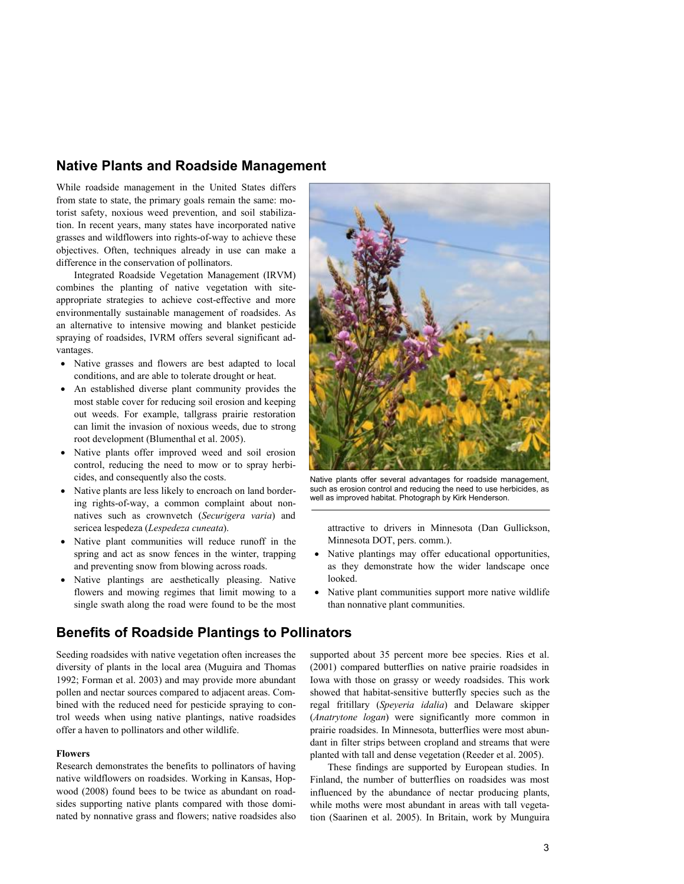## Native Plants and Roadside Management

While roadside management in the United States differs from state to state, the primary goals remain the same: motorist safety, noxious weed prevention, and soil stabilization. In recent years, many states have incorporated native grasses and wildflowers into rights-of-way to achieve these objectives. Often, techniques already in use can make a difference in the conservation of pollinators.

Integrated Roadside Vegetation Management (IRVM) combines the planting of native vegetation with site-appropriate strategies to achieve cost-effective and more environmentally sustainable management of roadsides. As an alternative to intensive mowing and blanket pesticide spraying of roadsides, IVRM offers several significant advantages.

- Native grasses and flowers are best adapted to local conditions, and are able to tolerate drought or heat.
- An established diverse plant community provides the most stable cover for reducing soil erosion and keeping out weeds. For example, tallgrass prairie restoration can limit the invasion of noxious weeds, due to strong root development (Blumenthal et al. 2005).
- Native plants offer improved weed and soil erosion control, reducing the need to mow or to spray herbicides, and consequently also the costs.
- Native plants are less likely to encroach on land bordering rights-of-way, a common complaint about nonnatives such as crownvetch (*Securigera varia*) and sericea lespedeza (*Lespedeza cuneata*).
- Native plant communities will reduce runoff in the spring and act as snow fences in the winter, trapping and preventing snow from blowing across roads.
- Native plantings are aesthetically pleasing. Native flowers and mowing regimes that limit mowing to a single swath along the road were found to be the most attractive to drivers in Minnesota (Dan Gullickson, Minnesota DOT, pers. comm.).
- Native plantings may offer educational opportunities, as they demonstrate how the wider landscape once looked.
- Native plant communities support more native wildlife than nonnative plant communities.

Native plants offer several advantages for roadside management, such as erosion control and reducing the need to use herbicides, as well as improved habitat. Photograph by Kirk Henderson.

## Benefits of Roadside Plantings to Pollinators

Seeding roadsides with native vegetation often increases the diversity of plants in the local area (Muguira and Thomas 1992; Forman et al. 2003) and may provide more abundant pollen and nectar sources compared to adjacent areas. Combined with the reduced need for pesticide spraying to control weeds when using native plantings, native roadsides offer a haven to pollinators and other wildlife.

### Flowers

Research demonstrates the benefits to pollinators of having native wildflowers on roadsides. Working in Kansas, Hopwood (2008) found bees to be twice as abundant on roadsides supporting native plants compared with those dominated by nonnative grass and flowers; native roadsides also supported about 35 percent more bee species. Ries et al. (2001) compared butterflies on native prairie roadsides in Iowa with those on grassy or weedy roadsides. This work showed that habitat-sensitive butterfly species such as the regal fritillary (*Speyeria idalia*) and Delaware skipper (*Anatrytone logan*) were significantly more common in prairie roadsides. In Minnesota, butterflies were most abundant in filter strips between cropland and streams that were planted with tall and dense vegetation (Reeder et al. 2005).

These findings are supported by European studies. In Finland, the number of butterflies on roadsides was most influenced by the abundance of nectar producing plants, while moths were most abundant in areas with tall vegetation (Saarinen et al. 2005). In Britain, work by Munguira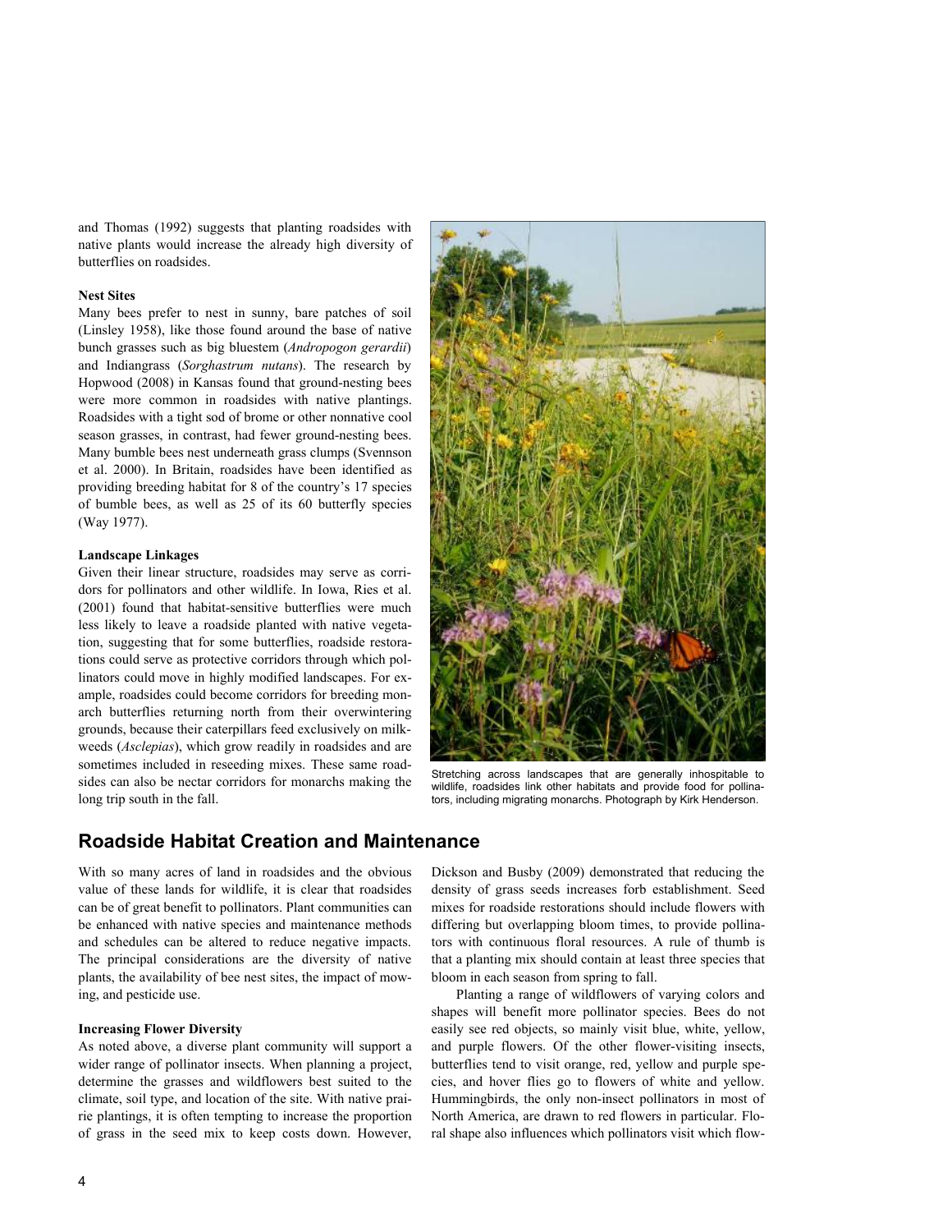and Thomas (1992) suggests that planting roadsides with native plants would increase the already high diversity of butterflies on roadsides.

**Nest Sites**

Many bees prefer to nest in sunny, bare patches of soil (Linsley 1958), like those found around the base of native bunch grasses such as big bluestem (*Andropogon gerardii*) and Indiangrass (*Sorghastrum nutans*). The research by Hopwood (2008) in Kansas found that ground-nesting bees were more common in roadsides with native plantings. Roadsides with a tight sod of brome or other nonnative cool season grasses, in contrast, had fewer ground-nesting bees. Many bumble bees nest underneath grass clumps (Svennson et al. 2000). In Britain, roadsides have been identified as providing breeding habitat for 8 of the country's 17 species of bumble bees, as well as 25 of its 60 butterfly species (Way 1977).

**Landscape Linkages**

Given their linear structure, roadsides may serve as corridors for pollinators and other wildlife. In Iowa, Ries et al. (2001) found that habitat-sensitive butterflies were much less likely to leave a roadside planted with native vegetation, suggesting that for some butterflies, roadside restorations could serve as protective corridors through which pollinators could move in highly modified landscapes. For example, roadsides could become corridors for breeding monarch butterflies returning north from their overwintering grounds, because their caterpillars feed exclusively on milkweeds (*Asclepias*), which grow readily in roadsides and are sometimes included in reseeding mixes. These same roadsides can also be nectar corridors for monarchs making the long trip south in the fall.

Stretching across landscapes that are generally inhospitable to wildlife, roadsides link other habitats and provide food for pollinators, including migrating monarchs. Photograph by Kirk Henderson.

## Roadside Habitat Creation and Maintenance

With so many acres of land in roadsides and the obvious value of these lands for wildlife, it is clear that roadsides can be of great benefit to pollinators. Plant communities can be enhanced with native species and maintenance methods and schedules can be altered to reduce negative impacts. The principal considerations are the diversity of native plants, the availability of bee nest sites, the impact of mowing, and pesticide use.

**Increasing Flower Diversity**

As noted above, a diverse plant community will support a wider range of pollinator insects. When planning a project, determine the grasses and wildflowers best suited to the climate, soil type, and location of the site. With native prairie plantings, it is often tempting to increase the proportion of grass in the seed mix to keep costs down. However, Dickson and Busby (2009) demonstrated that reducing the density of grass seeds increases forb establishment. Seed mixes for roadside restorations should include flowers with differing but overlapping bloom times, to provide pollinators with continuous floral resources. A rule of thumb is that a planting mix should contain at least three species that bloom in each season from spring to fall.

Planting a range of wildflowers of varying colors and shapes will benefit more pollinator species. Bees do not easily see red objects, so mainly visit blue, white, yellow, and purple flowers. Of the other flower-visiting insects, butterflies tend to visit orange, red, yellow and purple species, and hover flies go to flowers of white and yellow. Hummingbirds, the only non-insect pollinators in most of North America, are drawn to red flowers in particular. Floral shape also influences which pollinators visit which flow-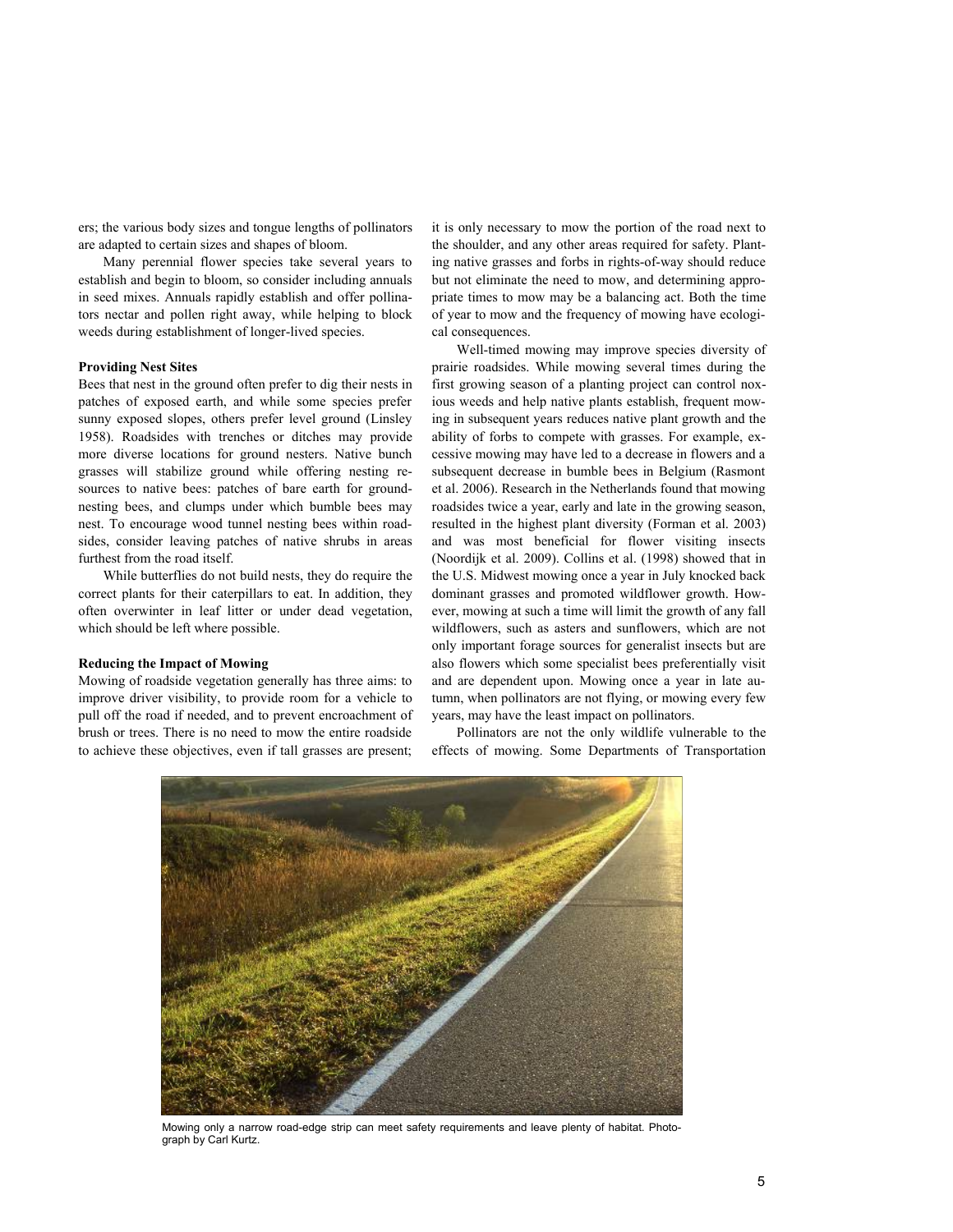ers; the various body sizes and tongue lengths of pollinators are adapted to certain sizes and shapes of bloom.

Many perennial flower species take several years to establish and begin to bloom, so consider including annuals in seed mixes. Annuals rapidly establish and offer pollinators nectar and pollen right away, while helping to block weeds during establishment of longer-lived species.

**Providing Nest Sites**

Bees that nest in the ground often prefer to dig their nests in patches of exposed earth, and while some species prefer sunny exposed slopes, others prefer level ground (Linsley 1958). Roadsides with trenches or ditches may provide more diverse locations for ground nesters. Native bunch grasses will stabilize ground while offering nesting resources to native bees: patches of bare earth for ground-nesting bees, and clumps under which bumble bees may nest. To encourage wood tunnel nesting bees within roadsides, consider leaving patches of native shrubs in areas furthest from the road itself.

While butterflies do not build nests, they do require the correct plants for their caterpillars to eat. In addition, they often overwinter in leaf litter or under dead vegetation, which should be left where possible.

**Reducing the Impact of Mowing**

Mowing of roadside vegetation generally has three aims: to improve driver visibility, to provide room for a vehicle to pull off the road if needed, and to prevent encroachment of brush or trees. There is no need to mow the entire roadside to achieve these objectives, even if tall grasses are present; it is only necessary to mow the portion of the road next to the shoulder, and any other areas required for safety. Planting native grasses and forbs in rights-of-way should reduce but not eliminate the need to mow, and determining appropriate times to mow may be a balancing act. Both the time of year to mow and the frequency of mowing have ecological consequences.

Well-timed mowing may improve species diversity of prairie roadsides. While mowing several times during the first growing season of a planting project can control noxious weeds and help native plants establish, frequent mowing in subsequent years reduces native plant growth and the ability of forbs to compete with grasses. For example, excessive mowing may have led to a decrease in flowers and a subsequent decrease in bumble bees in Belgium (Rasmont et al. 2006). Research in the Netherlands found that mowing roadsides twice a year, early and late in the growing season, resulted in the highest plant diversity (Forman et al. 2003) and was most beneficial for flower visiting insects (Noordijk et al. 2009). Collins et al. (1998) showed that in the U.S. Midwest mowing once a year in July knocked back dominant grasses and promoted wildflower growth. However, mowing at such a time will limit the growth of any fall wildflowers, such as asters and sunflowers, which are not only important forage sources for generalist insects but are also flowers which some specialist bees preferentially visit and are dependent upon. Mowing once a year in late autumn, when pollinators are not flying, or mowing every few years, may have the least impact on pollinators.

Pollinators are not the only wildlife vulnerable to the effects of mowing. Some Departments of Transportation

Mowing only a narrow road-edge strip can meet safety requirements and leave plenty of habitat. Photograph by Carl Kurtz.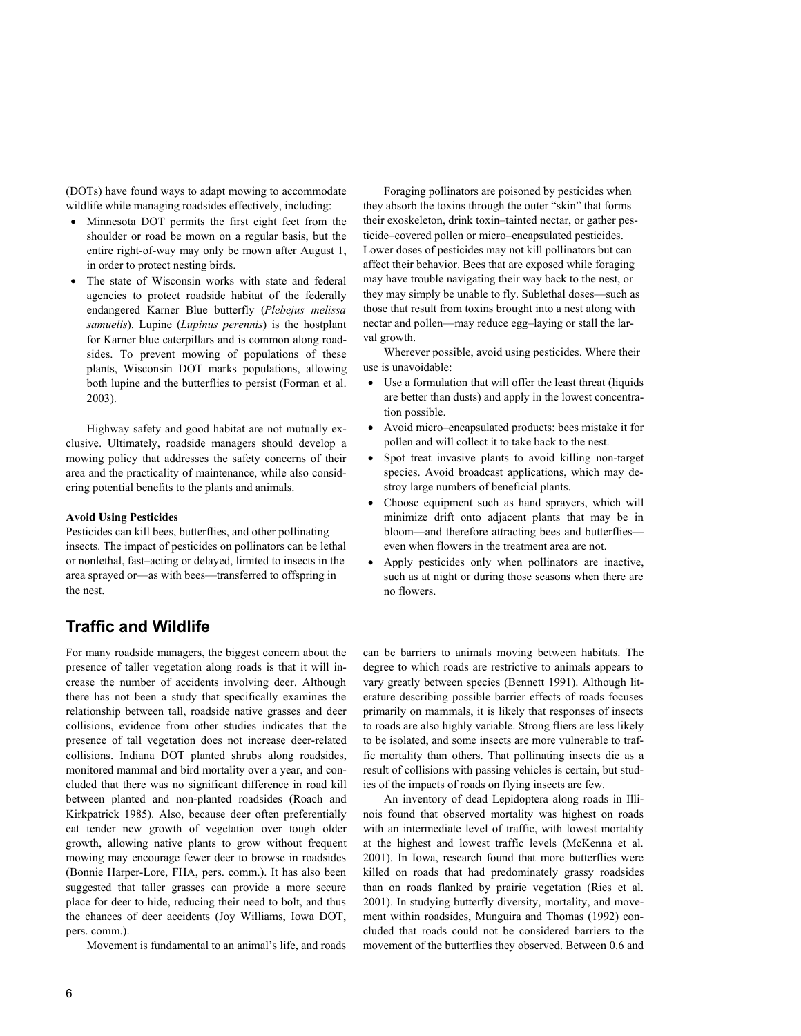(DOTs) have found ways to adapt mowing to accommodate wildlife while managing roadsides effectively, including:

- Minnesota DOT permits the first eight feet from the shoulder or road be mown on a regular basis, but the entire right-of-way may only be mown after August 1, in order to protect nesting birds.
- The state of Wisconsin works with state and federal agencies to protect roadside habitat of the federally endangered Karner Blue butterfly (*Plebejus melissa samuelis*). Lupine (*Lupinus perennis*) is the hostplant for Karner blue caterpillars and is common along roadsides. To prevent mowing of populations of these plants, Wisconsin DOT marks populations, allowing both lupine and the butterflies to persist (Forman et al. 2003).

Highway safety and good habitat are not mutually exclusive. Ultimately, roadside managers should develop a mowing policy that addresses the safety concerns of their area and the practicality of maintenance, while also considering potential benefits to the plants and animals.

**Avoid Using Pesticides**

Pesticides can kill bees, butterflies, and other pollinating insects. The impact of pesticides on pollinators can be lethal or nonlethal, fast–acting or delayed, limited to insects in the area sprayed or—as with bees—transferred to offspring in the nest.

Foraging pollinators are poisoned by pesticides when they absorb the toxins through the outer "skin" that forms their exoskeleton, drink toxin–tainted nectar, or gather pesticide–covered pollen or micro–encapsulated pesticides. Lower doses of pesticides may not kill pollinators but can affect their behavior. Bees that are exposed while foraging may have trouble navigating their way back to the nest, or they may simply be unable to fly. Sublethal doses—such as those that result from toxins brought into a nest along with nectar and pollen—may reduce egg–laying or stall the larval growth.

Wherever possible, avoid using pesticides. Where their use is unavoidable:

- Use a formulation that will offer the least threat (liquids are better than dusts) and apply in the lowest concentration possible.
- Avoid micro–encapsulated products: bees mistake it for pollen and will collect it to take back to the nest.
- Spot treat invasive plants to avoid killing non-target species. Avoid broadcast applications, which may destroy large numbers of beneficial plants.
- Choose equipment such as hand sprayers, which will minimize drift onto adjacent plants that may be in bloom—and therefore attracting bees and butterflies—even when flowers in the treatment area are not.
- Apply pesticides only when pollinators are inactive, such as at night or during those seasons when there are no flowers.

## Traffic and Wildlife

For many roadside managers, the biggest concern about the presence of taller vegetation along roads is that it will increase the number of accidents involving deer. Although there has not been a study that specifically examines the relationship between tall, roadside native grasses and deer collisions, evidence from other studies indicates that the presence of tall vegetation does not increase deer-related collisions. Indiana DOT planted shrubs along roadsides, monitored mammal and bird mortality over a year, and concluded that there was no significant difference in road kill between planted and non-planted roadsides (Roach and Kirkpatrick 1985). Also, because deer often preferentially eat tender new growth of vegetation over tough older growth, allowing native plants to grow without frequent mowing may encourage fewer deer to browse in roadsides (Bonnie Harper-Lore, FHA, pers. comm.). It has also been suggested that taller grasses can provide a more secure place for deer to hide, reducing their need to bolt, and thus the chances of deer accidents (Joy Williams, Iowa DOT, pers. comm.).

Movement is fundamental to an animal's life, and roads can be barriers to animals moving between habitats. The degree to which roads are restrictive to animals appears to vary greatly between species (Bennett 1991). Although literature describing possible barrier effects of roads focuses primarily on mammals, it is likely that responses of insects to roads are also highly variable. Strong fliers are less likely to be isolated, and some insects are more vulnerable to traffic mortality than others. That pollinating insects die as a result of collisions with passing vehicles is certain, but studies of the impacts of roads on flying insects are few.

An inventory of dead Lepidoptera along roads in Illinois found that observed mortality was highest on roads with an intermediate level of traffic, with lowest mortality at the highest and lowest traffic levels (McKenna et al. 2001). In Iowa, research found that more butterflies were killed on roads that had predominately grassy roadsides than on roads flanked by prairie vegetation (Ries et al. 2001). In studying butterfly diversity, mortality, and movement within roadsides, Munguira and Thomas (1992) concluded that roads could not be considered barriers to the movement of the butterflies they observed. Between 0.6 and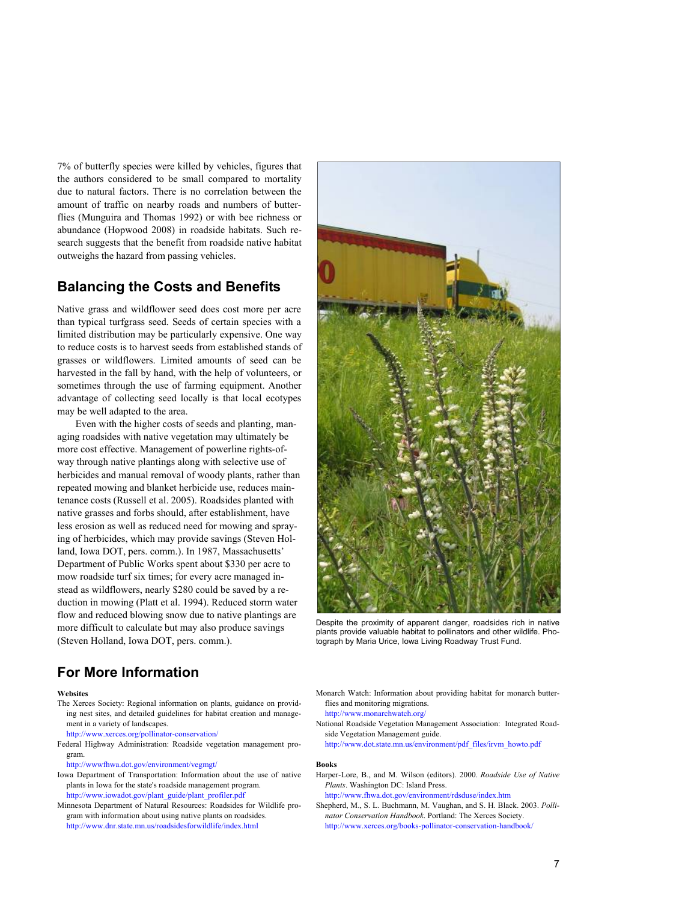7% of butterfly species were killed by vehicles, figures that the authors considered to be small compared to mortality due to natural factors. There is no correlation between the amount of traffic on nearby roads and numbers of butterflies (Munguira and Thomas 1992) or with bee richness or abundance (Hopwood 2008) in roadside habitats. Such research suggests that the benefit from roadside native habitat outweighs the hazard from passing vehicles.

## Balancing the Costs and Benefits

Native grass and wildflower seed does cost more per acre than typical turfgrass seed. Seeds of certain species with a limited distribution may be particularly expensive. One way to reduce costs is to harvest seeds from established stands of grasses or wildflowers. Limited amounts of seed can be harvested in the fall by hand, with the help of volunteers, or sometimes through the use of farming equipment. Another advantage of collecting seed locally is that local ecotypes may be well adapted to the area.

Even with the higher costs of seeds and planting, managing roadsides with native vegetation may ultimately be more cost effective. Management of powerline rights-of-way through native plantings along with selective use of herbicides and manual removal of woody plants, rather than repeated mowing and blanket herbicide use, reduces maintenance costs (Russell et al. 2005). Roadsides planted with native grasses and forbs should, after establishment, have less erosion as well as reduced need for mowing and spraying of herbicides, which may provide savings (Steven Holland, Iowa DOT, pers. comm.). In 1987, Massachusetts' Department of Public Works spent about $330 per acre to mow roadside turf six times; for every acre managed instead as wildflowers, nearly $280 could be saved by a reduction in mowing (Platt et al. 1994). Reduced storm water flow and reduced blowing snow due to native plantings are more difficult to calculate but may also produce savings (Steven Holland, Iowa DOT, pers. comm.).

Despite the proximity of apparent danger, roadsides rich in native plants provide valuable habitat to pollinators and other wildlife. Photograph by Maria Urice, Iowa Living Roadway Trust Fund.

## For More Information

**Websites**

The Xerces Society: Regional information on plants, guidance on providing nest sites, and detailed guidelines for habitat creation and management in a variety of landscapes.
http://www.xerces.org/pollinator-conservation/

Federal Highway Administration: Roadside vegetation management program.
http://wwwfhwa.dot.gov/environment/vegmgt/

Iowa Department of Transportation: Information about the use of native plants in Iowa for the state's roadside management program.
http://www.iowadot.gov/plant_guide/plant_profiler.pdf

Minnesota Department of Natural Resources: Roadsides for Wildlife program with information about using native plants on roadsides.
http://www.dnr.state.mn.us/roadsidesforwildlife/index.html

Monarch Watch: Information about providing habitat for monarch butterflies and monitoring migrations.
http://www.monarchwatch.org/

National Roadside Vegetation Management Association: Integrated Roadside Vegetation Management guide.
http://www.dot.state.mn.us/environment/pdf_files/irvm_howto.pdf

**Books**

Harper-Lore, B., and M. Wilson (editors). 2000. *Roadside Use of Native Plants*. Washington DC: Island Press.
http://www.fhwa.dot.gov/environment/rdsduse/index.htm

Shepherd, M., S. L. Buchmann, M. Vaughan, and S. H. Black. 2003. *Pollinator Conservation Handbook*. Portland: The Xerces Society.
http://www.xerces.org/books-pollinator-conservation-handbook/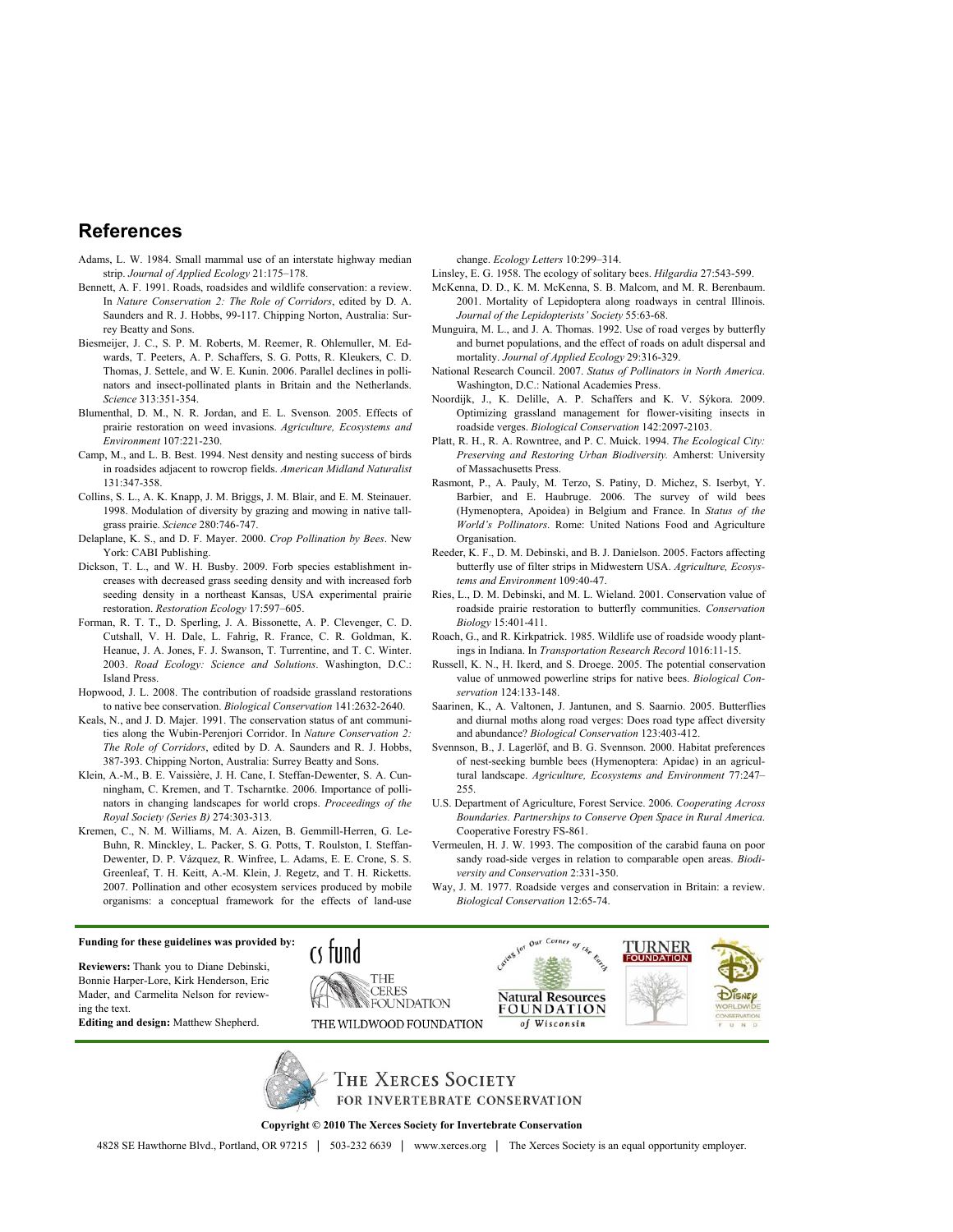## References

Adams, L. W. 1984. Small mammal use of an interstate highway median strip. *Journal of Applied Ecology* 21:175–178.

Bennett, A. F. 1991. Roads, roadsides and wildlife conservation: a review. In *Nature Conservation 2: The Role of Corridors*, edited by D. A. Saunders and R. J. Hobbs, 99-117. Chipping Norton, Australia: Surrey Beatty and Sons.

Biesmeijer, J. C., S. P. M. Roberts, M. Reemer, R. Ohlemuller, M. Edwards, T. Peeters, A. P. Schaffers, S. G. Potts, R. Kleukers, C. D. Thomas, J. Settele, and W. E. Kunin. 2006. Parallel declines in pollinators and insect-pollinated plants in Britain and the Netherlands. *Science* 313:351-354.

Blumenthal, D. M., N. R. Jordan, and E. L. Svenson. 2005. Effects of prairie restoration on weed invasions. *Agriculture, Ecosystems and Environment* 107:221-230.

Camp, M., and L. B. Best. 1994. Nest density and nesting success of birds in roadsides adjacent to rowcrop fields. *American Midland Naturalist* 131:347-358.

Collins, S. L., A. K. Knapp, J. M. Briggs, J. M. Blair, and E. M. Steinauer. 1998. Modulation of diversity by grazing and mowing in native tallgrass prairie. *Science* 280:746-747.

Delaplane, K. S., and D. F. Mayer. 2000. *Crop Pollination by Bees*. New York: CABI Publishing.

Dickson, T. L., and W. H. Busby. 2009. Forb species establishment increases with decreased grass seeding density and with increased forb seeding density in a northeast Kansas, USA experimental prairie restoration. *Restoration Ecology* 17:597–605.

Forman, R. T. T., D. Sperling, J. A. Bissonette, A. P. Clevenger, C. D. Cutshall, V. H. Dale, L. Fahrig, R. France, C. R. Goldman, K. Heanue, J. A. Jones, F. J. Swanson, T. Turrentine, and T. C. Winter. 2003. *Road Ecology: Science and Solutions*. Washington, D.C.: Island Press.

Hopwood, J. L. 2008. The contribution of roadside grassland restorations to native bee conservation. *Biological Conservation* 141:2632-2640.

Keals, N., and J. D. Majer. 1991. The conservation status of ant communities along the Wubin-Perenjori Corridor. In *Nature Conservation 2: The Role of Corridors*, edited by D. A. Saunders and R. J. Hobbs, 387-393. Chipping Norton, Australia: Surrey Beatty and Sons.

Klein, A.-M., B. E. Vaissière, J. H. Cane, I. Steffan-Dewenter, S. A. Cunningham, C. Kremen, and T. Tscharntke. 2006. Importance of pollinators in changing landscapes for world crops. *Proceedings of the Royal Society (Series B)* 274:303-313.

Kremen, C., N. M. Williams, M. A. Aizen, B. Gemmill-Herren, G. LeBuhn, R. Minckley, L. Packer, S. G. Potts, T. Roulston, I. Steffan-Dewenter, D. P. Vázquez, R. Winfree, L. Adams, E. E. Crone, S. S. Greenleaf, T. H. Keitt, A.-M. Klein, J. Regetz, and T. H. Ricketts. 2007. Pollination and other ecosystem services produced by mobile organisms: a conceptual framework for the effects of land-use change. *Ecology Letters* 10:299–314.

Linsley, E. G. 1958. The ecology of solitary bees. *Hilgardia* 27:543-599.

McKenna, D. D., K. M. McKenna, S. B. Malcom, and M. R. Berenbaum. 2001. Mortality of Lepidoptera along roadways in central Illinois. *Journal of the Lepidopterists' Society* 55:63-68.

Munguira, M. L., and J. A. Thomas. 1992. Use of road verges by butterfly and burnet populations, and the effect of roads on adult dispersal and mortality. *Journal of Applied Ecology* 29:316-329.

National Research Council. 2007. *Status of Pollinators in North America*. Washington, D.C.: National Academies Press.

Noordijk, J., K. Delille, A. P. Schaffers and K. V. Sýkora. 2009. Optimizing grassland management for flower-visiting insects in roadside verges. *Biological Conservation* 142:2097-2103.

Platt, R. H., R. A. Rowntree, and P. C. Muick. 1994. *The Ecological City: Preserving and Restoring Urban Biodiversity.* Amherst: University of Massachusetts Press.

Rasmont, P., A. Pauly, M. Terzo, S. Patiny, D. Michez, S. Iserbyt, Y. Barbier, and E. Haubruge. 2006. The survey of wild bees (Hymenoptera, Apoidea) in Belgium and France. In *Status of the World's Pollinators*. Rome: United Nations Food and Agriculture Organisation.

Reeder, K. F., D. M. Debinski, and B. J. Danielson. 2005. Factors affecting butterfly use of filter strips in Midwestern USA. *Agriculture, Ecosystems and Environment* 109:40-47.

Ries, L., D. M. Debinski, and M. L. Wieland. 2001. Conservation value of roadside prairie restoration to butterfly communities. *Conservation Biology* 15:401-411.

Roach, G., and R. Kirkpatrick. 1985. Wildlife use of roadside woody plantings in Indiana. In *Transportation Research Record* 1016:11-15.

Russell, K. N., H. Ikerd, and S. Droege. 2005. The potential conservation value of unmowed powerline strips for native bees. *Biological Conservation* 124:133-148.

Saarinen, K., A. Valtonen, J. Jantunen, and S. Saarnio. 2005. Butterflies and diurnal moths along road verges: Does road type affect diversity and abundance? *Biological Conservation* 123:403-412.

Svennson, B., J. Lagerlöf, and B. G. Svennson. 2000. Habitat preferences of nest-seeking bumble bees (Hymenoptera: Apidae) in an agricultural landscape. *Agriculture, Ecosystems and Environment* 77:247–255.

U.S. Department of Agriculture, Forest Service. 2006. *Cooperating Across Boundaries. Partnerships to Conserve Open Space in Rural America*. Cooperative Forestry FS-861.

Vermeulen, H. J. W. 1993. The composition of the carabid fauna on poor sandy road-side verges in relation to comparable open areas. *Biodiversity and Conservation* 2:331-350.

Way, J. M. 1977. Roadside verges and conservation in Britain: a review. *Biological Conservation* 12:65-74.

---

**Funding for these guidelines was provided by:**

CS Fund

The Ceres Foundation

The Wildwood Foundation

Caring for Our Corner of the Earth – Natural Resources Foundation of Wisconsin

Turner Foundation

Disney Worldwide Conservation Fund

**Reviewers:** Thank you to Diane Debinski, Bonnie Harper-Lore, Kirk Henderson, Eric Mader, and Carmelita Nelson for reviewing the text.

**Editing and design:** Matthew Shepherd.

The Xerces Society for Invertebrate Conservation

**Copyright © 2010 The Xerces Society for Invertebrate Conservation**

4828 SE Hawthorne Blvd., Portland, OR 97215 | 503-232 6639 | www.xerces.org | The Xerces Society is an equal opportunity employer.